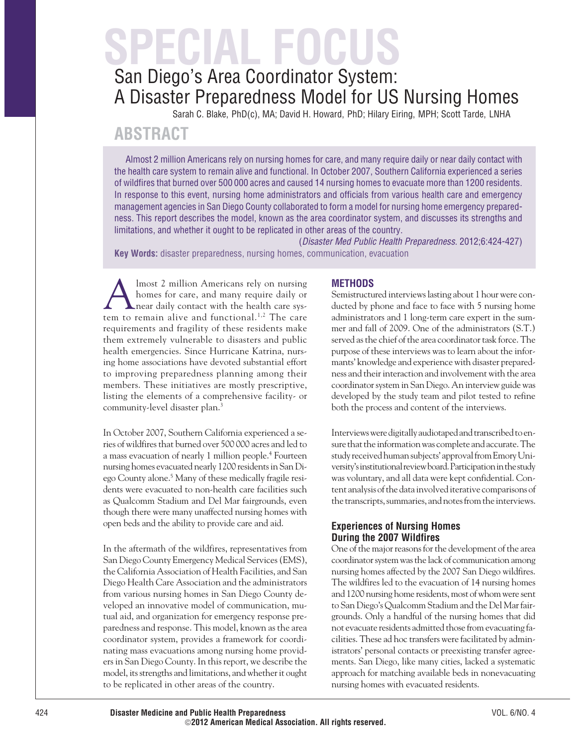SPECIAL FOCUS

# San Diego's Area Coordinator System: A Disaster Preparedness Model for US Nursing Homes

Sarah C. Blake, PhD(c), MA; David H. Howard, PhD; Hilary Eiring, MPH; Scott Tarde, LNHA

## ABSTRACT

Almost 2 million Americans rely on nursing homes for care, and many require daily or near daily contact with the health care system to remain alive and functional. In October 2007, Southern California experienced a series of wildfires that burned over 500 000 acres and caused 14 nursing homes to evacuate more than 1200 residents. In response to this event, nursing home administrators and officials from various health care and emergency management agencies in San Diego County collaborated to form a model for nursing home emergency preparedness. This report describes the model, known as the area coordinator system, and discusses its strengths and limitations, and whether it ought to be replicated in other areas of the country.

(*Disaster Med Public Health Preparedness*. 2012;6:424-427)

**Key Words:** disaster preparedness, nursing homes, communication, evacuation

Almost 2 million Americans rely on nursing homes for care, and many require daily or near daily contact with the health care system to remain alive and functional.[1,2] The care requirements and fragility of these residents make them extremely vulnerable to disasters and public health emergencies. Since Hurricane Katrina, nursing home associations have devoted substantial effort to improving preparedness planning among their members. These initiatives are mostly prescriptive, listing the elements of a comprehensive facility- or community-level disaster plan.[3]

In October 2007, Southern California experienced a series of wildfires that burned over 500 000 acres and led to a mass evacuation of nearly 1 million people.[4] Fourteen nursing homes evacuated nearly 1200 residents in San Diego County alone.[5] Many of these medically fragile residents were evacuated to non-health care facilities such as Qualcomm Stadium and Del Mar fairgrounds, even though there were many unaffected nursing homes with open beds and the ability to provide care and aid.

In the aftermath of the wildfires, representatives from San Diego County Emergency Medical Services (EMS), the California Association of Health Facilities, and San Diego Health Care Association and the administrators from various nursing homes in San Diego County developed an innovative model of communication, mutual aid, and organization for emergency response preparedness and response. This model, known as the area coordinator system, provides a framework for coordinating mass evacuations among nursing home providers in San Diego County. In this report, we describe the model, its strengths and limitations, and whether it ought to be replicated in other areas of the country.

## METHODS

Semistructured interviews lasting about 1 hour were conducted by phone and face to face with 5 nursing home administrators and 1 long-term care expert in the summer and fall of 2009. One of the administrators (S.T.) served as the chief of the area coordinator task force. The purpose of these interviews was to learn about the informants' knowledge and experience with disaster preparedness and their interaction and involvement with the area coordinator system in San Diego. An interview guide was developed by the study team and pilot tested to refine both the process and content of the interviews.

Interviews were digitally audiotaped and transcribed to ensure that the information was complete and accurate. The study received human subjects' approval from Emory University's institutional review board. Participation in the study was voluntary, and all data were kept confidential. Content analysis of the data involved iterative comparisons of the transcripts, summaries, and notes from the interviews.

### Experiences of Nursing Homes During the 2007 Wildfires

One of the major reasons for the development of the area coordinator system was the lack of communication among nursing homes affected by the 2007 San Diego wildfires. The wildfires led to the evacuation of 14 nursing homes and 1200 nursing home residents, most of whom were sent to San Diego's Qualcomm Stadium and the Del Mar fairgrounds. Only a handful of the nursing homes that did not evacuate residents admitted those from evacuating facilities. These ad hoc transfers were facilitated by administrators' personal contacts or preexisting transfer agreements. San Diego, like many cities, lacked a systematic approach for matching available beds in nonevacuating nursing homes with evacuated residents.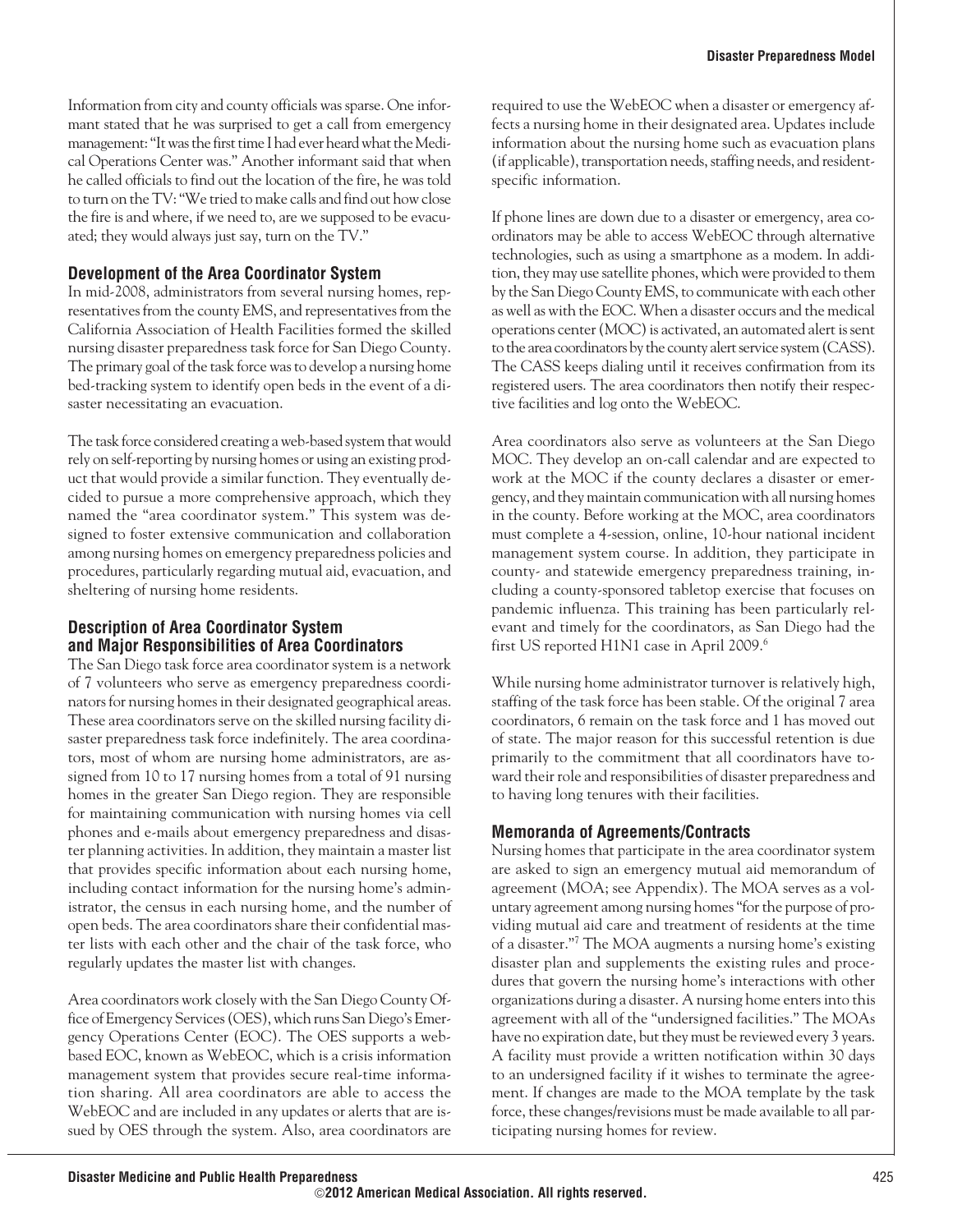Information from city and county officials was sparse. One informant stated that he was surprised to get a call from emergency management: "It was the first time I had ever heard what the Medical Operations Center was." Another informant said that when he called officials to find out the location of the fire, he was told to turn on the TV: "We tried to make calls and find out how close the fire is and where, if we need to, are we supposed to be evacuated; they would always just say, turn on the TV."

## Development of the Area Coordinator System

In mid-2008, administrators from several nursing homes, representatives from the county EMS, and representatives from the California Association of Health Facilities formed the skilled nursing disaster preparedness task force for San Diego County. The primary goal of the task force was to develop a nursing home bed-tracking system to identify open beds in the event of a disaster necessitating an evacuation.

The task force considered creating a web-based system that would rely on self-reporting by nursing homes or using an existing product that would provide a similar function. They eventually decided to pursue a more comprehensive approach, which they named the "area coordinator system." This system was designed to foster extensive communication and collaboration among nursing homes on emergency preparedness policies and procedures, particularly regarding mutual aid, evacuation, and sheltering of nursing home residents.

## Description of Area Coordinator System and Major Responsibilities of Area Coordinators

The San Diego task force area coordinator system is a network of 7 volunteers who serve as emergency preparedness coordinators for nursing homes in their designated geographical areas. These area coordinators serve on the skilled nursing facility disaster preparedness task force indefinitely. The area coordinators, most of whom are nursing home administrators, are assigned from 10 to 17 nursing homes from a total of 91 nursing homes in the greater San Diego region. They are responsible for maintaining communication with nursing homes via cell phones and e-mails about emergency preparedness and disaster planning activities. In addition, they maintain a master list that provides specific information about each nursing home, including contact information for the nursing home's administrator, the census in each nursing home, and the number of open beds. The area coordinators share their confidential master lists with each other and the chair of the task force, who regularly updates the master list with changes.

Area coordinators work closely with the San Diego County Office of Emergency Services (OES), which runs San Diego's Emergency Operations Center (EOC). The OES supports a web-based EOC, known as WebEOC, which is a crisis information management system that provides secure real-time information sharing. All area coordinators are able to access the WebEOC and are included in any updates or alerts that are issued by OES through the system. Also, area coordinators are required to use the WebEOC when a disaster or emergency affects a nursing home in their designated area. Updates include information about the nursing home such as evacuation plans (if applicable), transportation needs, staffing needs, and resident-specific information.

If phone lines are down due to a disaster or emergency, area coordinators may be able to access WebEOC through alternative technologies, such as using a smartphone as a modem. In addition, they may use satellite phones, which were provided to them by the San Diego County EMS, to communicate with each other as well as with the EOC. When a disaster occurs and the medical operations center (MOC) is activated, an automated alert is sent to the area coordinators by the county alert service system (CASS). The CASS keeps dialing until it receives confirmation from its registered users. The area coordinators then notify their respective facilities and log onto the WebEOC.

Area coordinators also serve as volunteers at the San Diego MOC. They develop an on-call calendar and are expected to work at the MOC if the county declares a disaster or emergency, and they maintain communication with all nursing homes in the county. Before working at the MOC, area coordinators must complete a 4-session, online, 10-hour national incident management system course. In addition, they participate in county- and statewide emergency preparedness training, including a county-sponsored tabletop exercise that focuses on pandemic influenza. This training has been particularly relevant and timely for the coordinators, as San Diego had the first US reported H1N1 case in April 2009.[6]

While nursing home administrator turnover is relatively high, staffing of the task force has been stable. Of the original 7 area coordinators, 6 remain on the task force and 1 has moved out of state. The major reason for this successful retention is due primarily to the commitment that all coordinators have toward their role and responsibilities of disaster preparedness and to having long tenures with their facilities.

## Memoranda of Agreements/Contracts

Nursing homes that participate in the area coordinator system are asked to sign an emergency mutual aid memorandum of agreement (MOA; see Appendix). The MOA serves as a voluntary agreement among nursing homes "for the purpose of providing mutual aid care and treatment of residents at the time of a disaster."[7] The MOA augments a nursing home's existing disaster plan and supplements the existing rules and procedures that govern the nursing home's interactions with other organizations during a disaster. A nursing home enters into this agreement with all of the "undersigned facilities." The MOAs have no expiration date, but they must be reviewed every 3 years. A facility must provide a written notification within 30 days to an undersigned facility if it wishes to terminate the agreement. If changes are made to the MOA template by the task force, these changes/revisions must be made available to all participating nursing homes for review.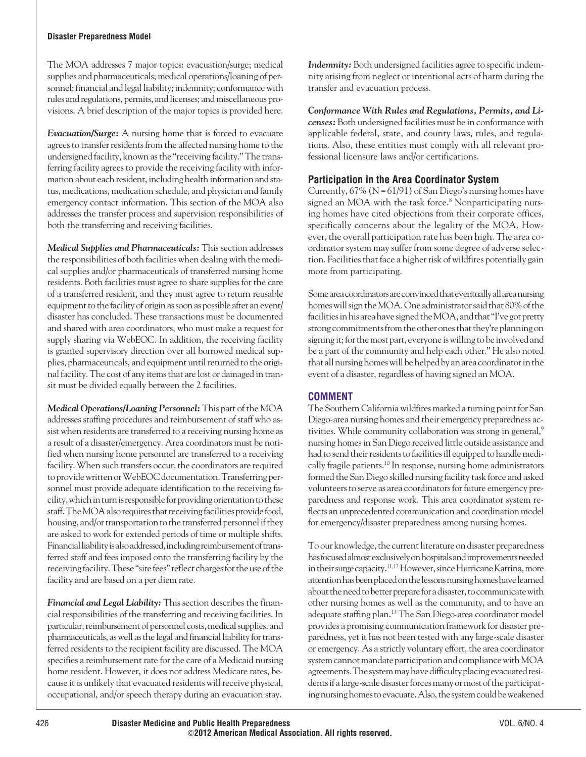The MOA addresses 7 major topics: evacuation/surge; medical supplies and pharmaceuticals; medical operations/loaning of personnel; financial and legal liability; indemnity; conformance with rules and regulations, permits, and licenses; and miscellaneous provisions. A brief description of the major topics is provided here.

***Evacuation/Surge:*** A nursing home that is forced to evacuate agrees to transfer residents from the affected nursing home to the undersigned facility, known as the "receiving facility." The transferring facility agrees to provide the receiving facility with information about each resident, including health information and status, medications, medication schedule, and physician and family emergency contact information. This section of the MOA also addresses the transfer process and supervision responsibilities of both the transferring and receiving facilities.

***Medical Supplies and Pharmaceuticals:*** This section addresses the responsibilities of both facilities when dealing with the medical supplies and/or pharmaceuticals of transferred nursing home residents. Both facilities must agree to share supplies for the care of a transferred resident, and they must agree to return reusable equipment to the facility of origin as soon as possible after an event/disaster has concluded. These transactions must be documented and shared with area coordinators, who must make a request for supply sharing via WebEOC. In addition, the receiving facility is granted supervisory direction over all borrowed medical supplies, pharmaceuticals, and equipment until returned to the original facility. The cost of any items that are lost or damaged in transit must be divided equally between the 2 facilities.

***Medical Operations/Loaning Personnel:*** This part of the MOA addresses staffing procedures and reimbursement of staff who assist when residents are transferred to a receiving nursing home as a result of a disaster/emergency. Area coordinators must be notified when nursing home personnel are transferred to a receiving facility. When such transfers occur, the coordinators are required to provide written or WebEOC documentation. Transferring personnel must provide adequate identification to the receiving facility, which in turn is responsible for providing orientation to these staff. The MOA also requires that receiving facilities provide food, housing, and/or transportation to the transferred personnel if they are asked to work for extended periods of time or multiple shifts. Financial liability is also addressed, including reimbursement of transferred staff and fees imposed onto the transferring facility by the receiving facility. These "site fees" reflect charges for the use of the facility and are based on a per diem rate.

***Financial and Legal Liability:*** This section describes the financial responsibilities of the transferring and receiving facilities. In particular, reimbursement of personnel costs, medical supplies, and pharmaceuticals, as well as the legal and financial liability for transferred residents to the recipient facility are discussed. The MOA specifies a reimbursement rate for the care of a Medicaid nursing home resident. However, it does not address Medicare rates, because it is unlikely that evacuated residents will receive physical, occupational, and/or speech therapy during an evacuation stay.

***Indemnity:*** Both undersigned facilities agree to specific indemnity arising from neglect or intentional acts of harm during the transfer and evacuation process.

***Conformance With Rules and Regulations, Permits, and Licenses:*** Both undersigned facilities must be in conformance with applicable federal, state, and county laws, rules, and regulations. Also, these entities must comply with all relevant professional licensure laws and/or certifications.

### Participation in the Area Coordinator System

Currently, 67% (N = 61/91) of San Diego's nursing homes have signed an MOA with the task force.[8] Nonparticipating nursing homes have cited objections from their corporate offices, specifically concerns about the legality of the MOA. However, the overall participation rate has been high. The area coordinator system may suffer from some degree of adverse selection. Facilities that face a higher risk of wildfires potentially gain more from participating.

Some area coordinators are convinced that eventually all area nursing homes will sign the MOA. One administrator said that 80% of the facilities in his area have signed the MOA, and that "I've got pretty strong commitments from the other ones that they're planning on signing it; for the most part, everyone is willing to be involved and be a part of the community and help each other." He also noted that all nursing homes will be helped by an area coordinator in the event of a disaster, regardless of having signed an MOA.

## COMMENT

The Southern California wildfires marked a turning point for San Diego-area nursing homes and their emergency preparedness activities. While community collaboration was strong in general,[9] nursing homes in San Diego received little outside assistance and had to send their residents to facilities ill equipped to handle medically fragile patients.[10] In response, nursing home administrators formed the San Diego skilled nursing facility task force and asked volunteers to serve as area coordinators for future emergency preparedness and response work. This area coordinator system reflects an unprecedented communication and coordination model for emergency/disaster preparedness among nursing homes.

To our knowledge, the current literature on disaster preparedness has focused almost exclusively on hospitals and improvements needed in their surge capacity.[11,12] However, since Hurricane Katrina, more attention has been placed on the lessons nursing homes have learned about the need to better prepare for a disaster, to communicate with other nursing homes as well as the community, and to have an adequate staffing plan.[13] The San Diego-area coordinator model provides a promising communication framework for disaster preparedness, yet it has not been tested with any large-scale disaster or emergency. As a strictly voluntary effort, the area coordinator system cannot mandate participation and compliance with MOA agreements. The system may have difficulty placing evacuated residents if a large-scale disaster forces many or most of the participating nursing homes to evacuate. Also, the system could be weakened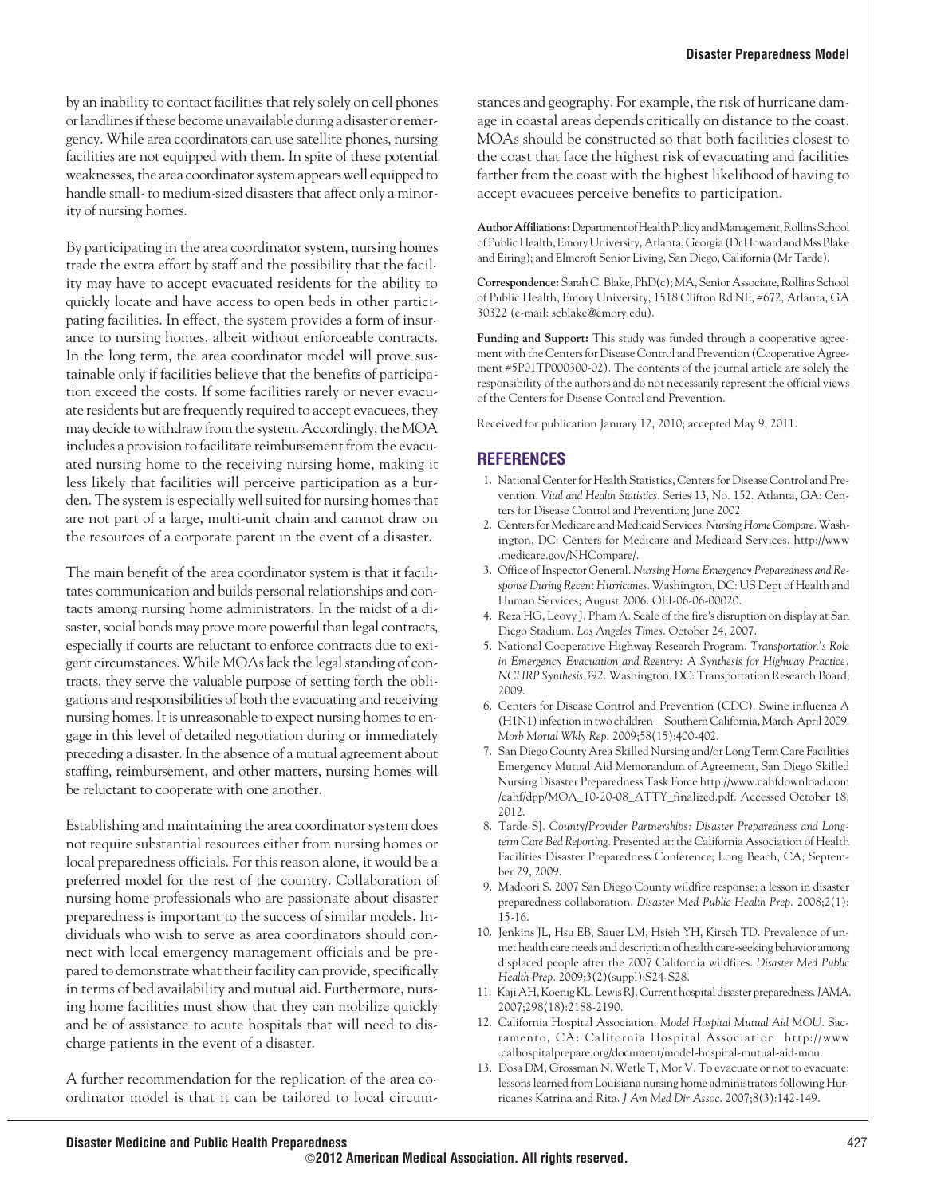by an inability to contact facilities that rely solely on cell phones or landlines if these become unavailable during a disaster or emergency. While area coordinators can use satellite phones, nursing facilities are not equipped with them. In spite of these potential weaknesses, the area coordinator system appears well equipped to handle small- to medium-sized disasters that affect only a minority of nursing homes.

By participating in the area coordinator system, nursing homes trade the extra effort by staff and the possibility that the facility may have to accept evacuated residents for the ability to quickly locate and have access to open beds in other participating facilities. In effect, the system provides a form of insurance to nursing homes, albeit without enforceable contracts. In the long term, the area coordinator model will prove sustainable only if facilities believe that the benefits of participation exceed the costs. If some facilities rarely or never evacuate residents but are frequently required to accept evacuees, they may decide to withdraw from the system. Accordingly, the MOA includes a provision to facilitate reimbursement from the evacuated nursing home to the receiving nursing home, making it less likely that facilities will perceive participation as a burden. The system is especially well suited for nursing homes that are not part of a large, multi-unit chain and cannot draw on the resources of a corporate parent in the event of a disaster.

The main benefit of the area coordinator system is that it facilitates communication and builds personal relationships and contacts among nursing home administrators. In the midst of a disaster, social bonds may prove more powerful than legal contracts, especially if courts are reluctant to enforce contracts due to exigent circumstances. While MOAs lack the legal standing of contracts, they serve the valuable purpose of setting forth the obligations and responsibilities of both the evacuating and receiving nursing homes. It is unreasonable to expect nursing homes to engage in this level of detailed negotiation during or immediately preceding a disaster. In the absence of a mutual agreement about staffing, reimbursement, and other matters, nursing homes will be reluctant to cooperate with one another.

Establishing and maintaining the area coordinator system does not require substantial resources either from nursing homes or local preparedness officials. For this reason alone, it would be a preferred model for the rest of the country. Collaboration of nursing home professionals who are passionate about disaster preparedness is important to the success of similar models. Individuals who wish to serve as area coordinators should connect with local emergency management officials and be prepared to demonstrate what their facility can provide, specifically in terms of bed availability and mutual aid. Furthermore, nursing home facilities must show that they can mobilize quickly and be of assistance to acute hospitals that will need to discharge patients in the event of a disaster.

A further recommendation for the replication of the area coordinator model is that it can be tailored to local circumstances and geography. For example, the risk of hurricane damage in coastal areas depends critically on distance to the coast. MOAs should be constructed so that both facilities closest to the coast that face the highest risk of evacuating and facilities farther from the coast with the highest likelihood of having to accept evacuees perceive benefits to participation.

**Author Affiliations:** Department of Health Policy and Management, Rollins School of Public Health, Emory University, Atlanta, Georgia (Dr Howard and Mss Blake and Eiring); and Elmcroft Senior Living, San Diego, California (Mr Tarde).

**Correspondence:** Sarah C. Blake, PhD(c); MA, Senior Associate, Rollins School of Public Health, Emory University, 1518 Clifton Rd NE, #672, Atlanta, GA 30322 (e-mail: scblake@emory.edu).

**Funding and Support:** This study was funded through a cooperative agreement with the Centers for Disease Control and Prevention (Cooperative Agreement #5P01TP000300-02). The contents of the journal article are solely the responsibility of the authors and do not necessarily represent the official views of the Centers for Disease Control and Prevention.

Received for publication January 12, 2010; accepted May 9, 2011.

## REFERENCES

1. National Center for Health Statistics, Centers for Disease Control and Prevention. *Vital and Health Statistics*. Series 13, No. 152. Atlanta, GA: Centers for Disease Control and Prevention; June 2002.
2. Centers for Medicare and Medicaid Services. *Nursing Home Compare*. Washington, DC: Centers for Medicare and Medicaid Services. http://www.medicare.gov/NHCompare/.
3. Office of Inspector General. *Nursing Home Emergency Preparedness and Response During Recent Hurricanes*. Washington, DC: US Dept of Health and Human Services; August 2006. OEI-06-06-00020.
4. Reza HG, Leovy J, Pham A. Scale of the fire's disruption on display at San Diego Stadium. *Los Angeles Times*. October 24, 2007.
5. National Cooperative Highway Research Program. *Transportation's Role in Emergency Evacuation and Reentry: A Synthesis for Highway Practice. NCHRP Synthesis 392*. Washington, DC: Transportation Research Board; 2009.
6. Centers for Disease Control and Prevention (CDC). Swine influenza A (H1N1) infection in two children—Southern California, March-April 2009. *Morb Mortal Wkly Rep*. 2009;58(15):400-402.
7. San Diego County Area Skilled Nursing and/or Long Term Care Facilities Emergency Mutual Aid Memorandum of Agreement, San Diego Skilled Nursing Disaster Preparedness Task Force http://www.cahfdownload.com/cahf/dpp/MOA_10-20-08_ATTY_finalized.pdf. Accessed October 18, 2012.
8. Tarde SJ. *County/Provider Partnerships: Disaster Preparedness and Long-term Care Bed Reporting*. Presented at: the California Association of Health Facilities Disaster Preparedness Conference; Long Beach, CA; September 29, 2009.
9. Madoori S. 2007 San Diego County wildfire response: a lesson in disaster preparedness collaboration. *Disaster Med Public Health Prep*. 2008;2(1):15-16.
10. Jenkins JL, Hsu EB, Sauer LM, Hsieh YH, Kirsch TD. Prevalence of unmet health care needs and description of health care-seeking behavior among displaced people after the 2007 California wildfires. *Disaster Med Public Health Prep*. 2009;3(2)(suppl):S24-S28.
11. Kaji AH, Koenig KL, Lewis RJ. Current hospital disaster preparedness. *JAMA*. 2007;298(18):2188-2190.
12. California Hospital Association. *Model Hospital Mutual Aid MOU*. Sacramento, CA: California Hospital Association. http://www.calhospitalprepare.org/document/model-hospital-mutual-aid-mou.
13. Dosa DM, Grossman N, Wetle T, Mor V. To evacuate or not to evacuate: lessons learned from Louisiana nursing home administrators following Hurricanes Katrina and Rita. *J Am Med Dir Assoc*. 2007;8(3):142-149.